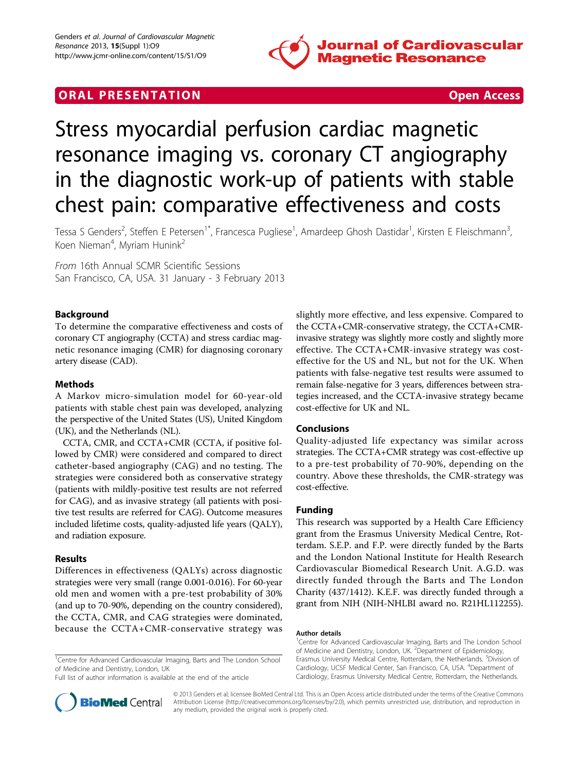## ORAL PRESENTATION

Open Access

# Stress myocardial perfusion cardiac magnetic resonance imaging vs. coronary CT angiography in the diagnostic work-up of patients with stable chest pain: comparative effectiveness and costs

Tessa S Genders[2], Steffen E Petersen[1*], Francesca Pugliese[1], Amardeep Ghosh Dastidar[1], Kirsten E Fleischmann[3], Koen Nieman[4], Myriam Hunink[2]

*From* 16th Annual SCMR Scientific Sessions
San Francisco, CA, USA. 31 January - 3 February 2013

### Background

To determine the comparative effectiveness and costs of coronary CT angiography (CCTA) and stress cardiac magnetic resonance imaging (CMR) for diagnosing coronary artery disease (CAD).

### Methods

A Markov micro-simulation model for 60-year-old patients with stable chest pain was developed, analyzing the perspective of the United States (US), United Kingdom (UK), and the Netherlands (NL).

CCTA, CMR, and CCTA+CMR (CCTA, if positive followed by CMR) were considered and compared to direct catheter-based angiography (CAG) and no testing. The strategies were considered both as conservative strategy (patients with mildly-positive test results are not referred for CAG), and as invasive strategy (all patients with positive test results are referred for CAG). Outcome measures included lifetime costs, quality-adjusted life years (QALY), and radiation exposure.

### Results

Differences in effectiveness (QALYs) across diagnostic strategies were very small (range 0.001-0.016). For 60-year old men and women with a pre-test probability of 30% (and up to 70-90%, depending on the country considered), the CCTA, CMR, and CAG strategies were dominated, because the CCTA+CMR-conservative strategy was slightly more effective, and less expensive. Compared to the CCTA+CMR-conservative strategy, the CCTA+CMR-invasive strategy was slightly more costly and slightly more effective. The CCTA+CMR-invasive strategy was cost-effective for the US and NL, but not for the UK. When patients with false-negative test results were assumed to remain false-negative for 3 years, differences between strategies increased, and the CCTA-invasive strategy became cost-effective for UK and NL.

### Conclusions

Quality-adjusted life expectancy was similar across strategies. The CCTA+CMR strategy was cost-effective up to a pre-test probability of 70-90%, depending on the country. Above these thresholds, the CMR-strategy was cost-effective.

### Funding

This research was supported by a Health Care Efficiency grant from the Erasmus University Medical Centre, Rotterdam. S.E.P. and F.P. were directly funded by the Barts and the London National Institute for Health Research Cardiovascular Biomedical Research Unit. A.G.D. was directly funded through the Barts and The London Charity (437/1412). K.E.F. was directly funded through a grant from NIH (NIH-NHLBI award no. R21HL112255).

#### Author details

[1]Centre for Advanced Cardiovascular Imaging, Barts and The London School of Medicine and Dentistry, London, UK. [2]Department of Epidemiology, Erasmus University Medical Centre, Rotterdam, the Netherlands. [3]Division of Cardiology, UCSF Medical Center, San Francisco, CA, USA. [4]Department of Cardiology, Erasmus University Medical Centre, Rotterdam, the Netherlands.

[1]Centre for Advanced Cardiovascular Imaging, Barts and The London School of Medicine and Dentistry, London, UK
Full list of author information is available at the end of the article

© 2013 Genders et al; licensee BioMed Central Ltd. This is an Open Access article distributed under the terms of the Creative Commons Attribution License (http://creativecommons.org/licenses/by/2.0), which permits unrestricted use, distribution, and reproduction in any medium, provided the original work is properly cited.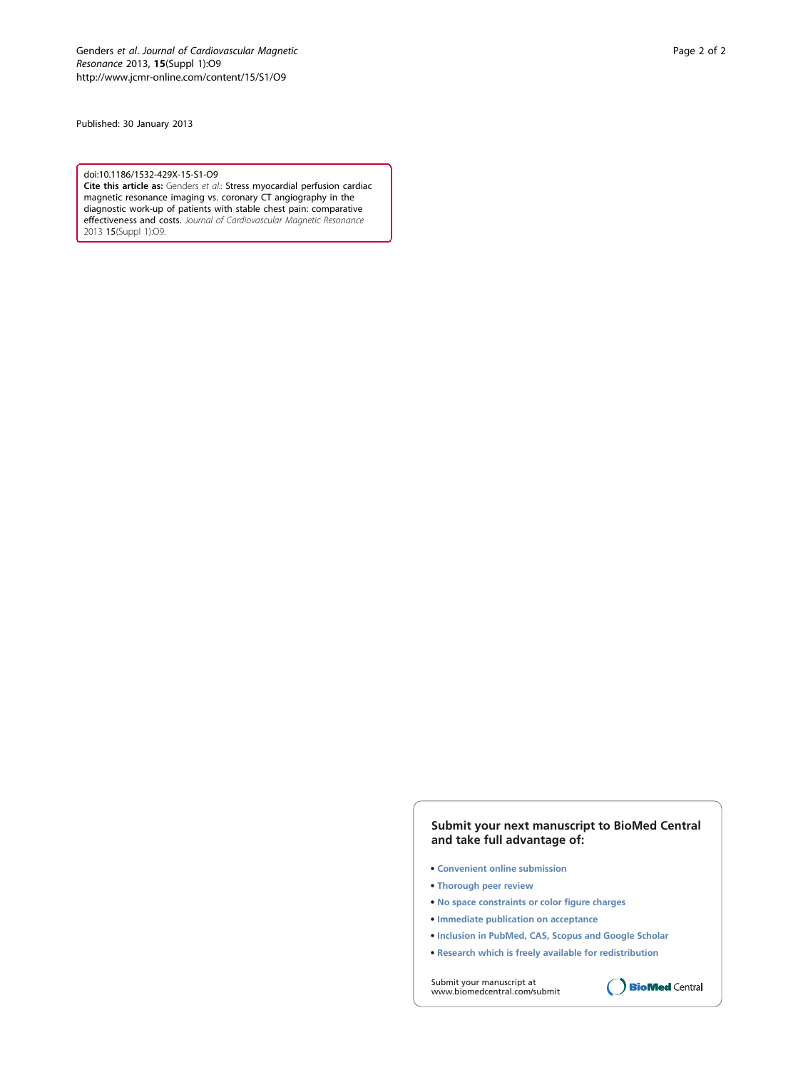Published: 30 January 2013

doi:10.1186/1532-429X-15-S1-O9

**Cite this article as:** Genders *et al.*: Stress myocardial perfusion cardiac magnetic resonance imaging vs. coronary CT angiography in the diagnostic work-up of patients with stable chest pain: comparative effectiveness and costs. *Journal of Cardiovascular Magnetic Resonance* 2013 **15**(Suppl 1):O9.

**Submit your next manuscript to BioMed Central and take full advantage of:**

- **Convenient online submission**
- **Thorough peer review**
- **No space constraints or color figure charges**
- **Immediate publication on acceptance**
- **Inclusion in PubMed, CAS, Scopus and Google Scholar**
- **Research which is freely available for redistribution**

Submit your manuscript at
www.biomedcentral.com/submit

BioMed Central